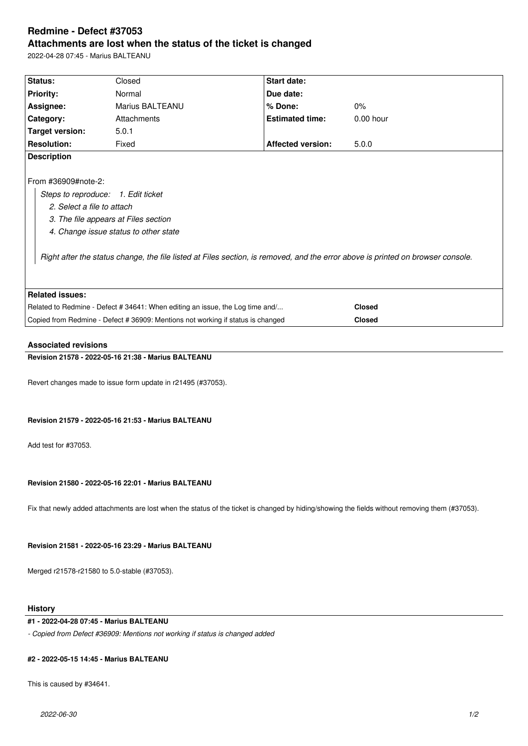# Redmine - Defect #37053

## Attachments are lost when the status of the ticket is changed

2022-04-28 07:45 - Marius BALTEANU

| | | | |
|---|---|---|---|
| **Status:** | Closed | **Start date:** | |
| **Priority:** | Normal | **Due date:** | |
| **Assignee:** | Marius BALTEANU | **% Done:** | 0% |
| **Category:** | Attachments | **Estimated time:** | 0.00 hour |
| **Target version:** | 5.0.1 | | |
| **Resolution:** | Fixed | **Affected version:** | 5.0.0 |

**Description**

From #36909#note-2:

> *Steps to reproduce: 1. Edit ticket*
> *2. Select a file to attach*
> *3. The file appears at Files section*
> *4. Change issue status to other state*
>
> *Right after the status change, the file listed at Files section, is removed, and the error above is printed on browser console.*

**Related issues:**

| | |
|---|---|
| Related to Redmine - Defect # 34641: When editing an issue, the Log time and/... | **Closed** |
| Copied from Redmine - Defect # 36909: Mentions not working if status is changed | **Closed** |

### Associated revisions

**Revision 21578 - 2022-05-16 21:38 - Marius BALTEANU**

Revert changes made to issue form update in r21495 (#37053).

**Revision 21579 - 2022-05-16 21:53 - Marius BALTEANU**

Add test for #37053.

**Revision 21580 - 2022-05-16 22:01 - Marius BALTEANU**

Fix that newly added attachments are lost when the status of the ticket is changed by hiding/showing the fields without removing them (#37053).

**Revision 21581 - 2022-05-16 23:29 - Marius BALTEANU**

Merged r21578-r21580 to 5.0-stable (#37053).

### History

**#1 - 2022-04-28 07:45 - Marius BALTEANU**

*- Copied from Defect #36909: Mentions not working if status is changed added*

**#2 - 2022-05-15 14:45 - Marius BALTEANU**

This is caused by #34641.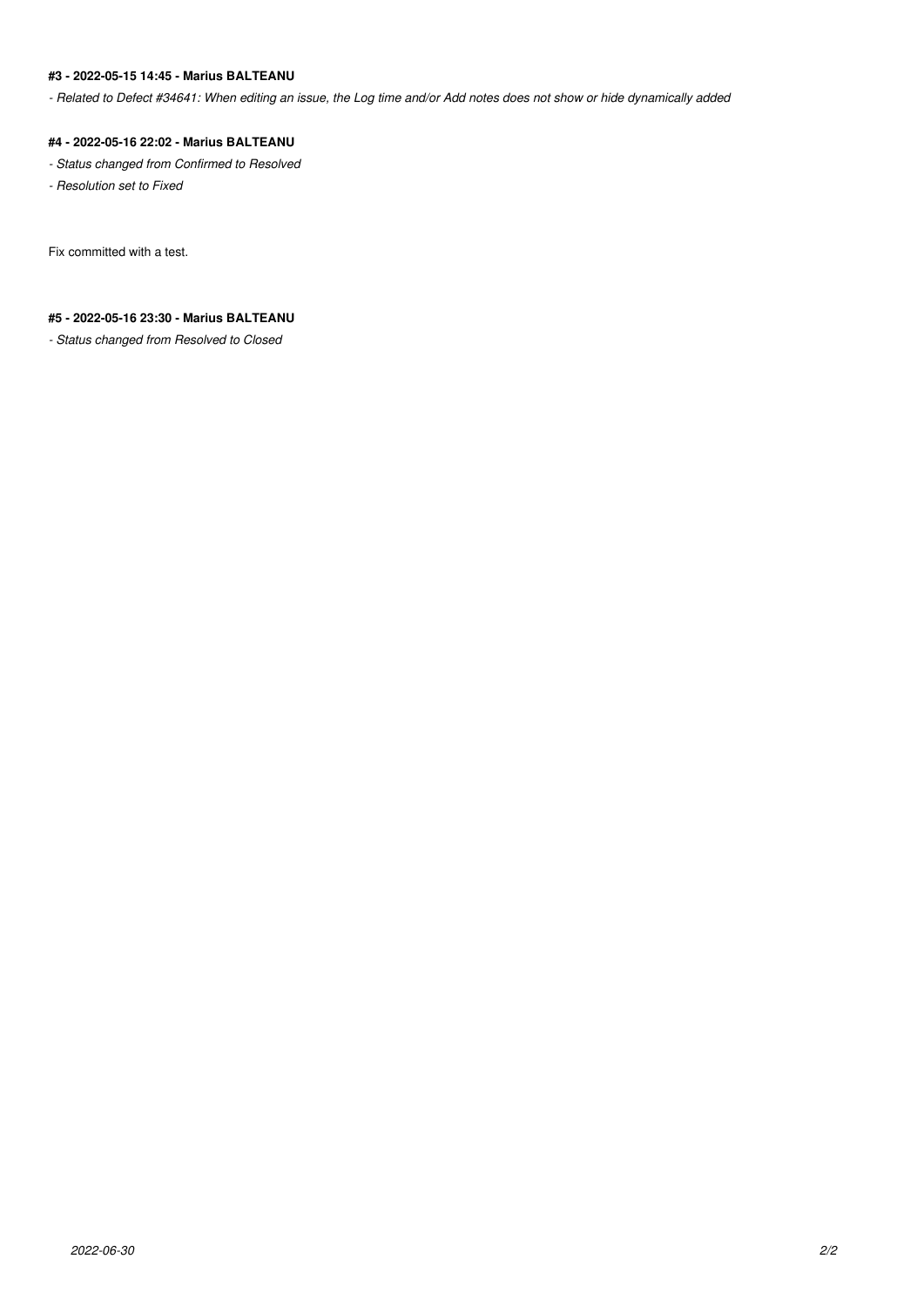#### #3 - 2022-05-15 14:45 - Marius BALTEANU

*- Related to Defect #34641: When editing an issue, the Log time and/or Add notes does not show or hide dynamically added*

#### #4 - 2022-05-16 22:02 - Marius BALTEANU

*- Status changed from Confirmed to Resolved*

*- Resolution set to Fixed*

Fix committed with a test.

#### #5 - 2022-05-16 23:30 - Marius BALTEANU

*- Status changed from Resolved to Closed*